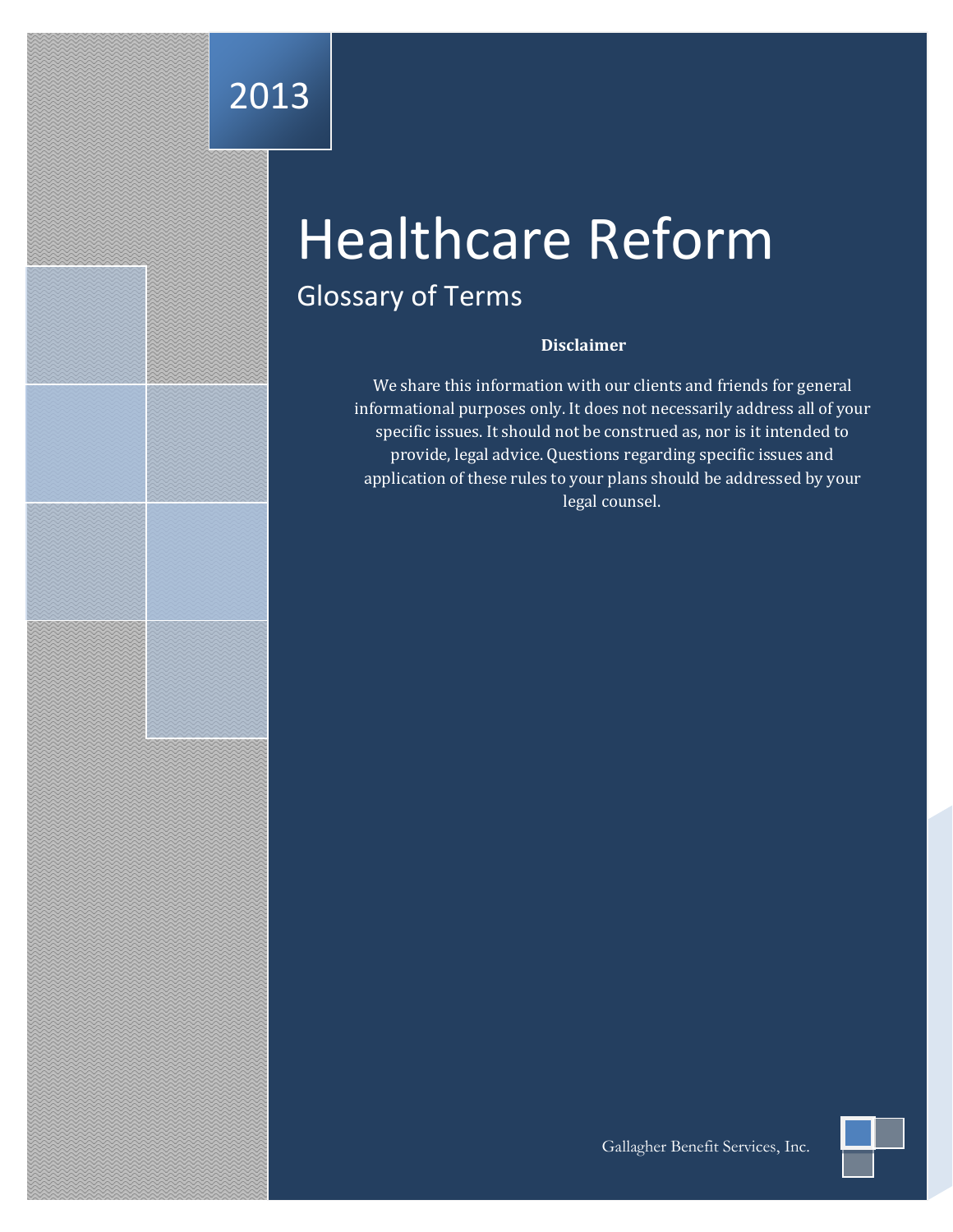2013

# Healthcare Reform

## Glossary of Terms

**Disclaimer**

We share this information with our clients and friends for general informational purposes only. It does not necessarily address all of your specific issues. It should not be construed as, nor is it intended to provide, legal advice. Questions regarding specific issues and application of these rules to your plans should be addressed by your legal counsel.

Gallagher Benefit Services, Inc.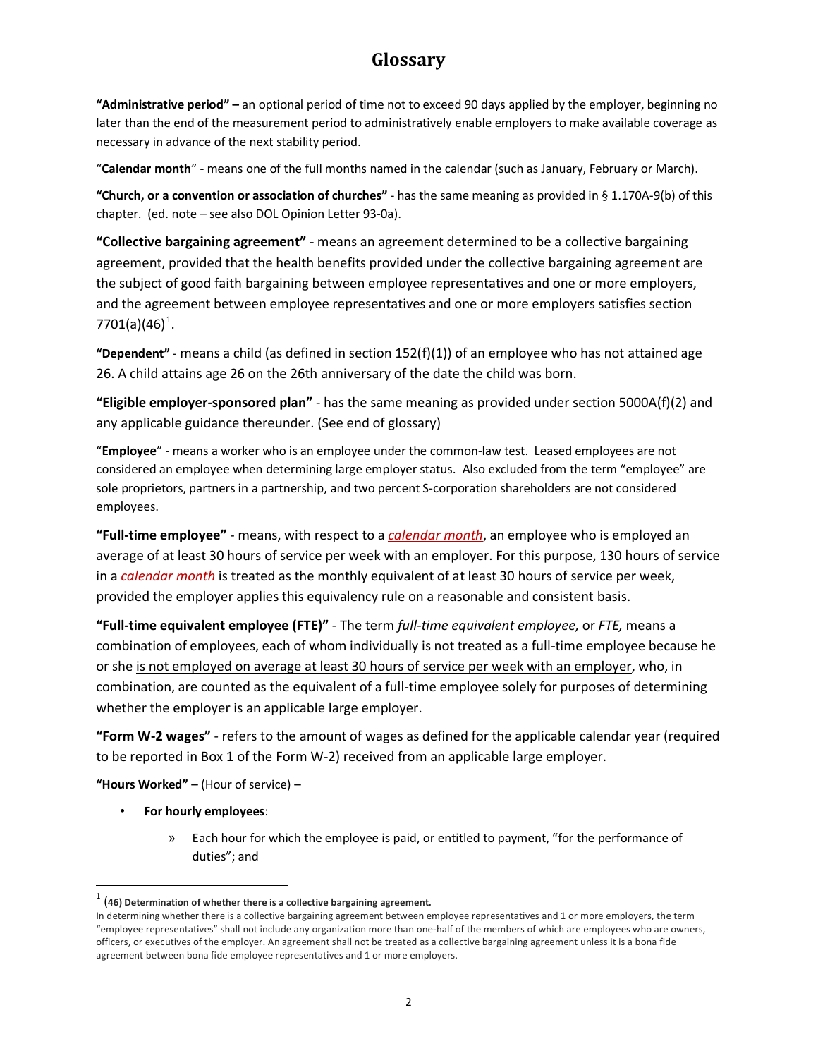# Glossary

**"Administrative period" –** an optional period of time not to exceed 90 days applied by the employer, beginning no later than the end of the measurement period to administratively enable employers to make available coverage as necessary in advance of the next stability period.

"**Calendar month**" - means one of the full months named in the calendar (such as January, February or March).

**"Church, or a convention or association of churches"** - has the same meaning as provided in § 1.170A-9(b) of this chapter. (ed. note – see also DOL Opinion Letter 93-0a).

**"Collective bargaining agreement"** - means an agreement determined to be a collective bargaining agreement, provided that the health benefits provided under the collective bargaining agreement are the subject of good faith bargaining between employee representatives and one or more employers, and the agreement between employee representatives and one or more employers satisfies section 7701(a)(46)[1].

**"Dependent"** - means a child (as defined in section 152(f)(1)) of an employee who has not attained age 26. A child attains age 26 on the 26th anniversary of the date the child was born.

**"Eligible employer-sponsored plan"** - has the same meaning as provided under section 5000A(f)(2) and any applicable guidance thereunder. (See end of glossary)

"**Employee**" - means a worker who is an employee under the common-law test. Leased employees are not considered an employee when determining large employer status. Also excluded from the term "employee" are sole proprietors, partners in a partnership, and two percent S-corporation shareholders are not considered employees.

**"Full-time employee"** - means, with respect to a *calendar month*, an employee who is employed an average of at least 30 hours of service per week with an employer. For this purpose, 130 hours of service in a *calendar month* is treated as the monthly equivalent of at least 30 hours of service per week, provided the employer applies this equivalency rule on a reasonable and consistent basis.

**"Full-time equivalent employee (FTE)"** - The term *full-time equivalent employee,* or *FTE,* means a combination of employees, each of whom individually is not treated as a full-time employee because he or she is not employed on average at least 30 hours of service per week with an employer, who, in combination, are counted as the equivalent of a full-time employee solely for purposes of determining whether the employer is an applicable large employer.

**"Form W-2 wages"** - refers to the amount of wages as defined for the applicable calendar year (required to be reported in Box 1 of the Form W-2) received from an applicable large employer.

**"Hours Worked"** – (Hour of service) –

- **For hourly employees**:
  - Each hour for which the employee is paid, or entitled to payment, "for the performance of duties"; and

---

[1] **(46) Determination of whether there is a collective bargaining agreement.**
In determining whether there is a collective bargaining agreement between employee representatives and 1 or more employers, the term "employee representatives" shall not include any organization more than one-half of the members of which are employees who are owners, officers, or executives of the employer. An agreement shall not be treated as a collective bargaining agreement unless it is a bona fide agreement between bona fide employee representatives and 1 or more employers.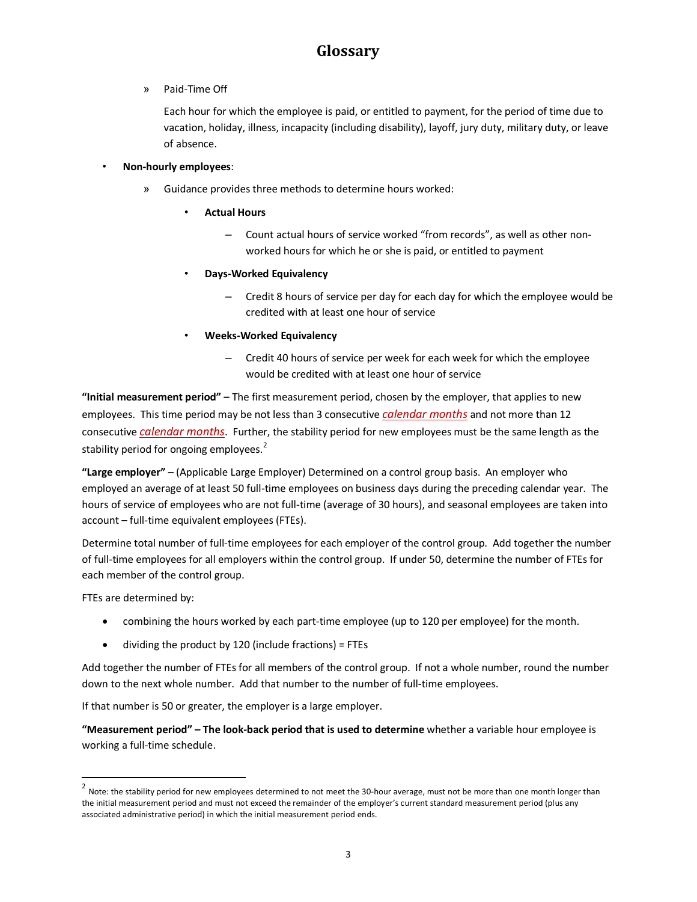# Glossary

- Paid-Time Off

  Each hour for which the employee is paid, or entitled to payment, for the period of time due to vacation, holiday, illness, incapacity (including disability), layoff, jury duty, military duty, or leave of absence.

- **Non-hourly employees**:
  - Guidance provides three methods to determine hours worked:
    - **Actual Hours**
      - Count actual hours of service worked "from records", as well as other non-worked hours for which he or she is paid, or entitled to payment
    - **Days-Worked Equivalency**
      - Credit 8 hours of service per day for each day for which the employee would be credited with at least one hour of service
    - **Weeks-Worked Equivalency**
      - Credit 40 hours of service per week for each week for which the employee would be credited with at least one hour of service

**"Initial measurement period" –** The first measurement period, chosen by the employer, that applies to new employees. This time period may be not less than 3 consecutive *calendar months* and not more than 12 consecutive *calendar months*. Further, the stability period for new employees must be the same length as the stability period for ongoing employees.[2]

**"Large employer"** – (Applicable Large Employer) Determined on a control group basis. An employer who employed an average of at least 50 full-time employees on business days during the preceding calendar year. The hours of service of employees who are not full-time (average of 30 hours), and seasonal employees are taken into account – full-time equivalent employees (FTEs).

Determine total number of full-time employees for each employer of the control group. Add together the number of full-time employees for all employers within the control group. If under 50, determine the number of FTEs for each member of the control group.

FTEs are determined by:

- combining the hours worked by each part-time employee (up to 120 per employee) for the month.
- dividing the product by 120 (include fractions) = FTEs

Add together the number of FTEs for all members of the control group. If not a whole number, round the number down to the next whole number. Add that number to the number of full-time employees.

If that number is 50 or greater, the employer is a large employer.

**"Measurement period" – The look-back period that is used to determine** whether a variable hour employee is working a full-time schedule.

---

[2] Note: the stability period for new employees determined to not meet the 30-hour average, must not be more than one month longer than the initial measurement period and must not exceed the remainder of the employer's current standard measurement period (plus any associated administrative period) in which the initial measurement period ends.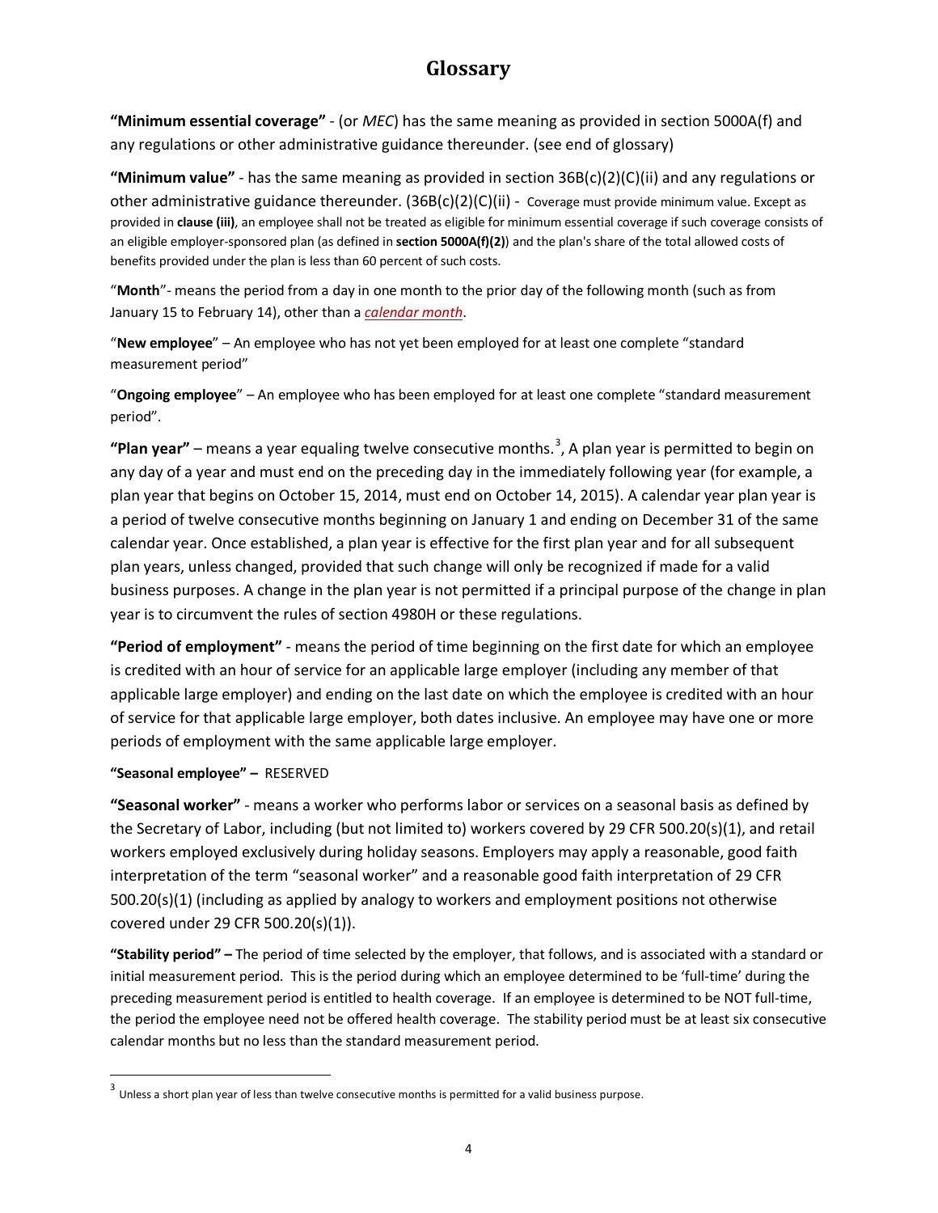# Glossary

**"Minimum essential coverage"** - (or *MEC*) has the same meaning as provided in section 5000A(f) and any regulations or other administrative guidance thereunder. (see end of glossary)

**"Minimum value"** - has the same meaning as provided in section 36B(c)(2)(C)(ii) and any regulations or other administrative guidance thereunder. (36B(c)(2)(C)(ii) - Coverage must provide minimum value. Except as provided in **clause (iii)**, an employee shall not be treated as eligible for minimum essential coverage if such coverage consists of an eligible employer-sponsored plan (as defined in **section 5000A(f)(2)**) and the plan's share of the total allowed costs of benefits provided under the plan is less than 60 percent of such costs.

"**Month**"- means the period from a day in one month to the prior day of the following month (such as from January 15 to February 14), other than a *calendar month*.

"**New employee**" – An employee who has not yet been employed for at least one complete "standard measurement period"

"**Ongoing employee**" – An employee who has been employed for at least one complete "standard measurement period".

**"Plan year"** – means a year equaling twelve consecutive months.[3], A plan year is permitted to begin on any day of a year and must end on the preceding day in the immediately following year (for example, a plan year that begins on October 15, 2014, must end on October 14, 2015). A calendar year plan year is a period of twelve consecutive months beginning on January 1 and ending on December 31 of the same calendar year. Once established, a plan year is effective for the first plan year and for all subsequent plan years, unless changed, provided that such change will only be recognized if made for a valid business purposes. A change in the plan year is not permitted if a principal purpose of the change in plan year is to circumvent the rules of section 4980H or these regulations.

**"Period of employment"** - means the period of time beginning on the first date for which an employee is credited with an hour of service for an applicable large employer (including any member of that applicable large employer) and ending on the last date on which the employee is credited with an hour of service for that applicable large employer, both dates inclusive. An employee may have one or more periods of employment with the same applicable large employer.

**"Seasonal employee" –** RESERVED

**"Seasonal worker"** - means a worker who performs labor or services on a seasonal basis as defined by the Secretary of Labor, including (but not limited to) workers covered by 29 CFR 500.20(s)(1), and retail workers employed exclusively during holiday seasons. Employers may apply a reasonable, good faith interpretation of the term "seasonal worker" and a reasonable good faith interpretation of 29 CFR 500.20(s)(1) (including as applied by analogy to workers and employment positions not otherwise covered under 29 CFR 500.20(s)(1)).

**"Stability period" –** The period of time selected by the employer, that follows, and is associated with a standard or initial measurement period. This is the period during which an employee determined to be 'full-time' during the preceding measurement period is entitled to health coverage. If an employee is determined to be NOT full-time, the period the employee need not be offered health coverage. The stability period must be at least six consecutive calendar months but no less than the standard measurement period.

---

[3] Unless a short plan year of less than twelve consecutive months is permitted for a valid business purpose.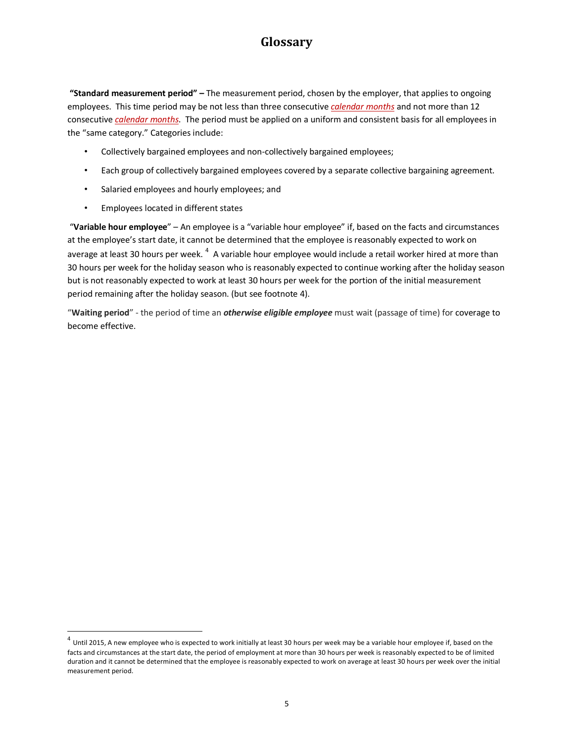# Glossary

**"Standard measurement period" –** The measurement period, chosen by the employer, that applies to ongoing employees. This time period may be not less than three consecutive *calendar months* and not more than 12 consecutive *calendar months*. The period must be applied on a uniform and consistent basis for all employees in the "same category." Categories include:

- Collectively bargained employees and non-collectively bargained employees;
- Each group of collectively bargained employees covered by a separate collective bargaining agreement.
- Salaried employees and hourly employees; and
- Employees located in different states

"**Variable hour employee**" – An employee is a "variable hour employee" if, based on the facts and circumstances at the employee's start date, it cannot be determined that the employee is reasonably expected to work on average at least 30 hours per week. [4] A variable hour employee would include a retail worker hired at more than 30 hours per week for the holiday season who is reasonably expected to continue working after the holiday season but is not reasonably expected to work at least 30 hours per week for the portion of the initial measurement period remaining after the holiday season. (but see footnote 4).

"**Waiting period**" - the period of time an ***otherwise eligible employee*** must wait (passage of time) for coverage to become effective.

---

[4] Until 2015, A new employee who is expected to work initially at least 30 hours per week may be a variable hour employee if, based on the facts and circumstances at the start date, the period of employment at more than 30 hours per week is reasonably expected to be of limited duration and it cannot be determined that the employee is reasonably expected to work on average at least 30 hours per week over the initial measurement period.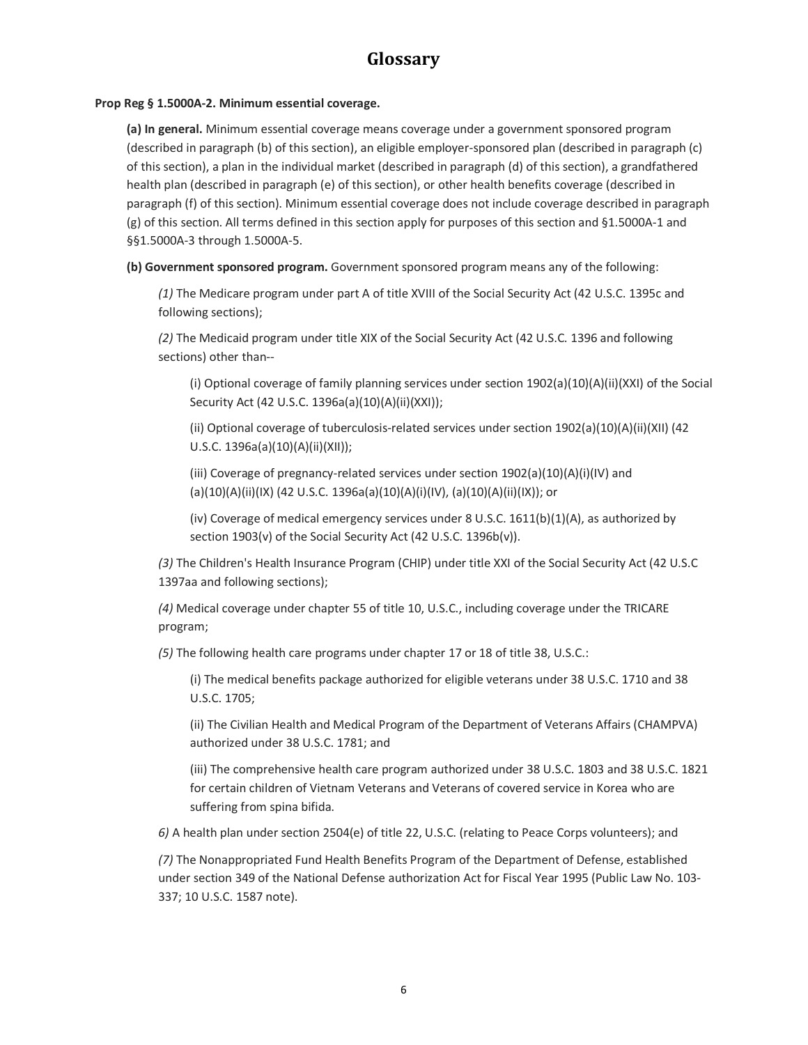# Glossary

**Prop Reg § 1.5000A-2. Minimum essential coverage.**

**(a) In general.** Minimum essential coverage means coverage under a government sponsored program (described in paragraph (b) of this section), an eligible employer-sponsored plan (described in paragraph (c) of this section), a plan in the individual market (described in paragraph (d) of this section), a grandfathered health plan (described in paragraph (e) of this section), or other health benefits coverage (described in paragraph (f) of this section). Minimum essential coverage does not include coverage described in paragraph (g) of this section. All terms defined in this section apply for purposes of this section and §1.5000A-1 and §§1.5000A-3 through 1.5000A-5.

**(b) Government sponsored program.** Government sponsored program means any of the following:

*(1)* The Medicare program under part A of title XVIII of the Social Security Act (42 U.S.C. 1395c and following sections);

*(2)* The Medicaid program under title XIX of the Social Security Act (42 U.S.C. 1396 and following sections) other than--

(i) Optional coverage of family planning services under section 1902(a)(10)(A)(ii)(XXI) of the Social Security Act (42 U.S.C. 1396a(a)(10)(A)(ii)(XXI));

(ii) Optional coverage of tuberculosis-related services under section 1902(a)(10)(A)(ii)(XII) (42 U.S.C. 1396a(a)(10)(A)(ii)(XII));

(iii) Coverage of pregnancy-related services under section 1902(a)(10)(A)(i)(IV) and (a)(10)(A)(ii)(IX) (42 U.S.C. 1396a(a)(10)(A)(i)(IV), (a)(10)(A)(ii)(IX)); or

(iv) Coverage of medical emergency services under 8 U.S.C. 1611(b)(1)(A), as authorized by section 1903(v) of the Social Security Act (42 U.S.C. 1396b(v)).

*(3)* The Children's Health Insurance Program (CHIP) under title XXI of the Social Security Act (42 U.S.C 1397aa and following sections);

*(4)* Medical coverage under chapter 55 of title 10, U.S.C., including coverage under the TRICARE program;

*(5)* The following health care programs under chapter 17 or 18 of title 38, U.S.C.:

(i) The medical benefits package authorized for eligible veterans under 38 U.S.C. 1710 and 38 U.S.C. 1705;

(ii) The Civilian Health and Medical Program of the Department of Veterans Affairs (CHAMPVA) authorized under 38 U.S.C. 1781; and

(iii) The comprehensive health care program authorized under 38 U.S.C. 1803 and 38 U.S.C. 1821 for certain children of Vietnam Veterans and Veterans of covered service in Korea who are suffering from spina bifida.

*6)* A health plan under section 2504(e) of title 22, U.S.C. (relating to Peace Corps volunteers); and

*(7)* The Nonappropriated Fund Health Benefits Program of the Department of Defense, established under section 349 of the National Defense authorization Act for Fiscal Year 1995 (Public Law No. 103-337; 10 U.S.C. 1587 note).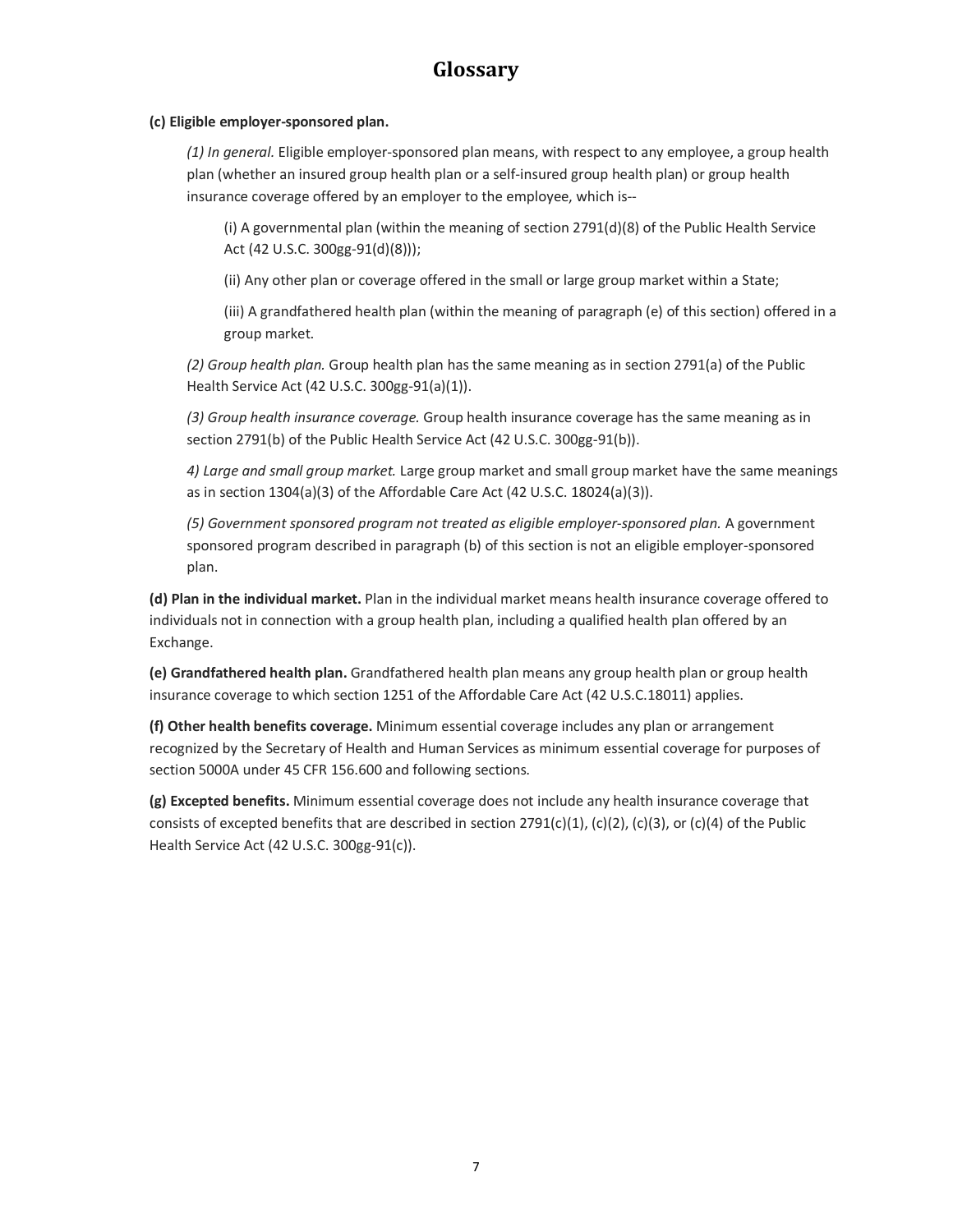# Glossary

**(c) Eligible employer-sponsored plan.**

*(1) In general.* Eligible employer-sponsored plan means, with respect to any employee, a group health plan (whether an insured group health plan or a self-insured group health plan) or group health insurance coverage offered by an employer to the employee, which is--

(i) A governmental plan (within the meaning of section 2791(d)(8) of the Public Health Service Act (42 U.S.C. 300gg-91(d)(8)));

(ii) Any other plan or coverage offered in the small or large group market within a State;

(iii) A grandfathered health plan (within the meaning of paragraph (e) of this section) offered in a group market.

*(2) Group health plan.* Group health plan has the same meaning as in section 2791(a) of the Public Health Service Act (42 U.S.C. 300gg-91(a)(1)).

*(3) Group health insurance coverage.* Group health insurance coverage has the same meaning as in section 2791(b) of the Public Health Service Act (42 U.S.C. 300gg-91(b)).

*4) Large and small group market.* Large group market and small group market have the same meanings as in section 1304(a)(3) of the Affordable Care Act (42 U.S.C. 18024(a)(3)).

*(5) Government sponsored program not treated as eligible employer-sponsored plan.* A government sponsored program described in paragraph (b) of this section is not an eligible employer-sponsored plan.

**(d) Plan in the individual market.** Plan in the individual market means health insurance coverage offered to individuals not in connection with a group health plan, including a qualified health plan offered by an Exchange.

**(e) Grandfathered health plan.** Grandfathered health plan means any group health plan or group health insurance coverage to which section 1251 of the Affordable Care Act (42 U.S.C.18011) applies.

**(f) Other health benefits coverage.** Minimum essential coverage includes any plan or arrangement recognized by the Secretary of Health and Human Services as minimum essential coverage for purposes of section 5000A under 45 CFR 156.600 and following sections.

**(g) Excepted benefits.** Minimum essential coverage does not include any health insurance coverage that consists of excepted benefits that are described in section 2791(c)(1), (c)(2), (c)(3), or (c)(4) of the Public Health Service Act (42 U.S.C. 300gg-91(c)).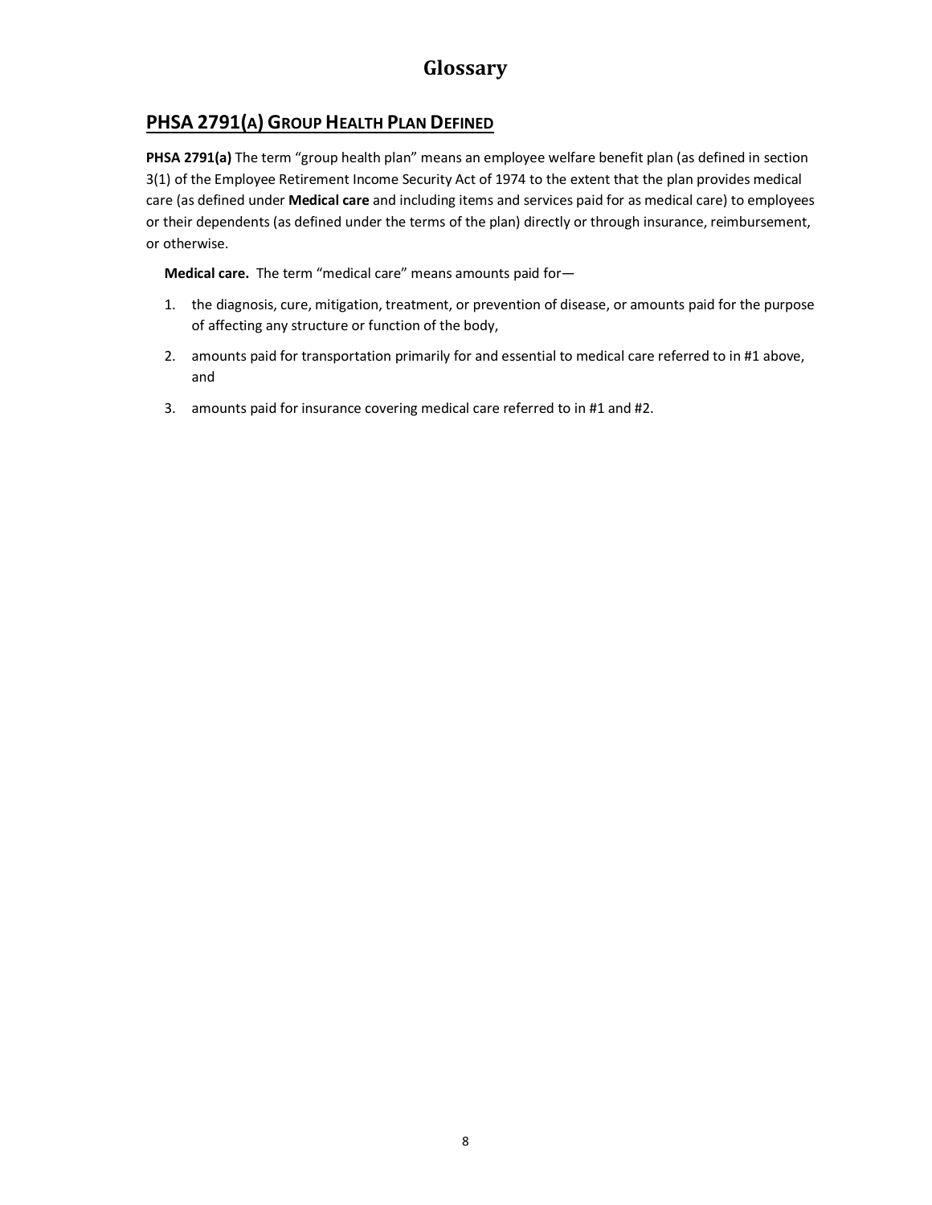# Glossary

## PHSA 2791(A) GROUP HEALTH PLAN DEFINED

**PHSA 2791(a)** The term "group health plan" means an employee welfare benefit plan (as defined in section 3(1) of the Employee Retirement Income Security Act of 1974 to the extent that the plan provides medical care (as defined under **Medical care** and including items and services paid for as medical care) to employees or their dependents (as defined under the terms of the plan) directly or through insurance, reimbursement, or otherwise.

**Medical care.** The term "medical care" means amounts paid for—

1. the diagnosis, cure, mitigation, treatment, or prevention of disease, or amounts paid for the purpose of affecting any structure or function of the body,
2. amounts paid for transportation primarily for and essential to medical care referred to in #1 above, and
3. amounts paid for insurance covering medical care referred to in #1 and #2.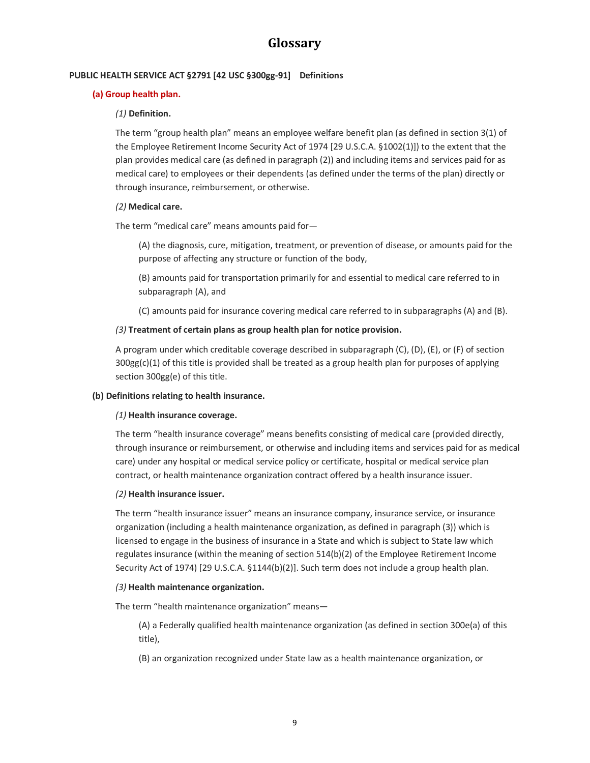# Glossary

**PUBLIC HEALTH SERVICE ACT §2791 [42 USC §300gg-91] Definitions**

**(a) Group health plan.**

*(1)* **Definition.**

The term "group health plan" means an employee welfare benefit plan (as defined in section 3(1) of the Employee Retirement Income Security Act of 1974 [29 U.S.C.A. §1002(1)]) to the extent that the plan provides medical care (as defined in paragraph (2)) and including items and services paid for as medical care) to employees or their dependents (as defined under the terms of the plan) directly or through insurance, reimbursement, or otherwise.

*(2)* **Medical care.**

The term "medical care" means amounts paid for—

(A) the diagnosis, cure, mitigation, treatment, or prevention of disease, or amounts paid for the purpose of affecting any structure or function of the body,

(B) amounts paid for transportation primarily for and essential to medical care referred to in subparagraph (A), and

(C) amounts paid for insurance covering medical care referred to in subparagraphs (A) and (B).

*(3)* **Treatment of certain plans as group health plan for notice provision.**

A program under which creditable coverage described in subparagraph (C), (D), (E), or (F) of section 300gg(c)(1) of this title is provided shall be treated as a group health plan for purposes of applying section 300gg(e) of this title.

**(b) Definitions relating to health insurance.**

*(1)* **Health insurance coverage.**

The term "health insurance coverage" means benefits consisting of medical care (provided directly, through insurance or reimbursement, or otherwise and including items and services paid for as medical care) under any hospital or medical service policy or certificate, hospital or medical service plan contract, or health maintenance organization contract offered by a health insurance issuer.

*(2)* **Health insurance issuer.**

The term "health insurance issuer" means an insurance company, insurance service, or insurance organization (including a health maintenance organization, as defined in paragraph (3)) which is licensed to engage in the business of insurance in a State and which is subject to State law which regulates insurance (within the meaning of section 514(b)(2) of the Employee Retirement Income Security Act of 1974) [29 U.S.C.A. §1144(b)(2)]. Such term does not include a group health plan.

*(3)* **Health maintenance organization.**

The term "health maintenance organization" means—

(A) a Federally qualified health maintenance organization (as defined in section 300e(a) of this title),

(B) an organization recognized under State law as a health maintenance organization, or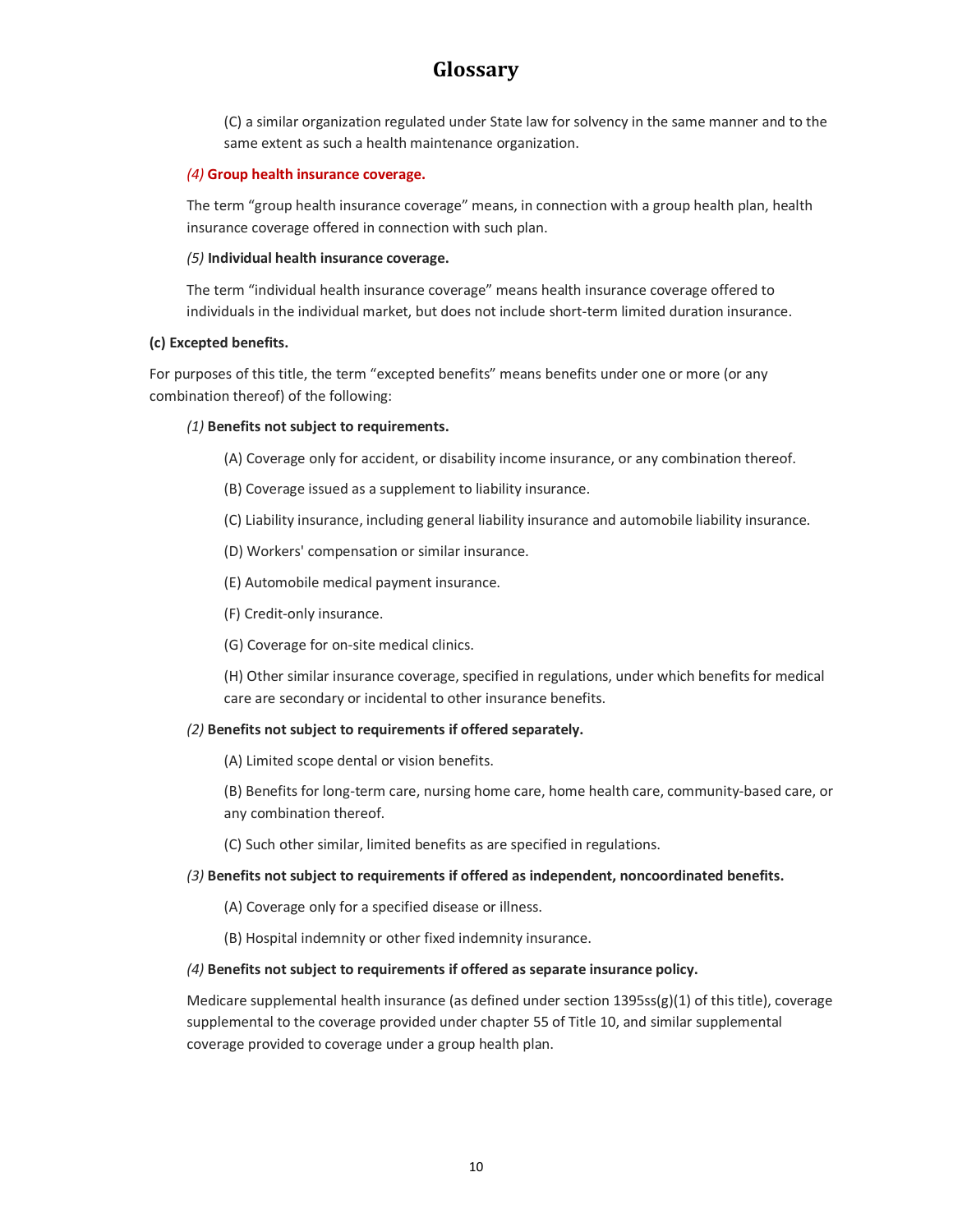# Glossary

(C) a similar organization regulated under State law for solvency in the same manner and to the same extent as such a health maintenance organization.

*(4)* **Group health insurance coverage.**

The term "group health insurance coverage" means, in connection with a group health plan, health insurance coverage offered in connection with such plan.

*(5)* **Individual health insurance coverage.**

The term "individual health insurance coverage" means health insurance coverage offered to individuals in the individual market, but does not include short-term limited duration insurance.

**(c) Excepted benefits.**

For purposes of this title, the term "excepted benefits" means benefits under one or more (or any combination thereof) of the following:

*(1)* **Benefits not subject to requirements.**

(A) Coverage only for accident, or disability income insurance, or any combination thereof.

(B) Coverage issued as a supplement to liability insurance.

(C) Liability insurance, including general liability insurance and automobile liability insurance.

(D) Workers' compensation or similar insurance.

(E) Automobile medical payment insurance.

(F) Credit-only insurance.

(G) Coverage for on-site medical clinics.

(H) Other similar insurance coverage, specified in regulations, under which benefits for medical care are secondary or incidental to other insurance benefits.

*(2)* **Benefits not subject to requirements if offered separately.**

(A) Limited scope dental or vision benefits.

(B) Benefits for long-term care, nursing home care, home health care, community-based care, or any combination thereof.

(C) Such other similar, limited benefits as are specified in regulations.

*(3)* **Benefits not subject to requirements if offered as independent, noncoordinated benefits.**

(A) Coverage only for a specified disease or illness.

(B) Hospital indemnity or other fixed indemnity insurance.

*(4)* **Benefits not subject to requirements if offered as separate insurance policy.**

Medicare supplemental health insurance (as defined under section 1395ss(g)(1) of this title), coverage supplemental to the coverage provided under chapter 55 of Title 10, and similar supplemental coverage provided to coverage under a group health plan.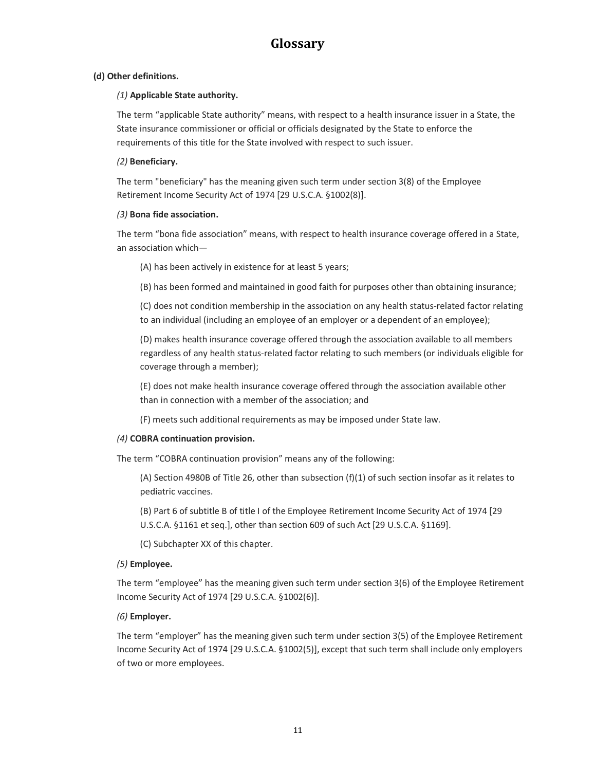# Glossary

**(d) Other definitions.**

*(1)* **Applicable State authority.**

The term "applicable State authority" means, with respect to a health insurance issuer in a State, the State insurance commissioner or official or officials designated by the State to enforce the requirements of this title for the State involved with respect to such issuer.

*(2)* **Beneficiary.**

The term "beneficiary" has the meaning given such term under section 3(8) of the Employee Retirement Income Security Act of 1974 [29 U.S.C.A. §1002(8)].

*(3)* **Bona fide association.**

The term "bona fide association" means, with respect to health insurance coverage offered in a State, an association which—

(A) has been actively in existence for at least 5 years;

(B) has been formed and maintained in good faith for purposes other than obtaining insurance;

(C) does not condition membership in the association on any health status-related factor relating to an individual (including an employee of an employer or a dependent of an employee);

(D) makes health insurance coverage offered through the association available to all members regardless of any health status-related factor relating to such members (or individuals eligible for coverage through a member);

(E) does not make health insurance coverage offered through the association available other than in connection with a member of the association; and

(F) meets such additional requirements as may be imposed under State law.

*(4)* **COBRA continuation provision.**

The term "COBRA continuation provision" means any of the following:

(A) Section 4980B of Title 26, other than subsection (f)(1) of such section insofar as it relates to pediatric vaccines.

(B) Part 6 of subtitle B of title I of the Employee Retirement Income Security Act of 1974 [29 U.S.C.A. §1161 et seq.], other than section 609 of such Act [29 U.S.C.A. §1169].

(C) Subchapter XX of this chapter.

*(5)* **Employee.**

The term "employee" has the meaning given such term under section 3(6) of the Employee Retirement Income Security Act of 1974 [29 U.S.C.A. §1002(6)].

*(6)* **Employer.**

The term "employer" has the meaning given such term under section 3(5) of the Employee Retirement Income Security Act of 1974 [29 U.S.C.A. §1002(5)], except that such term shall include only employers of two or more employees.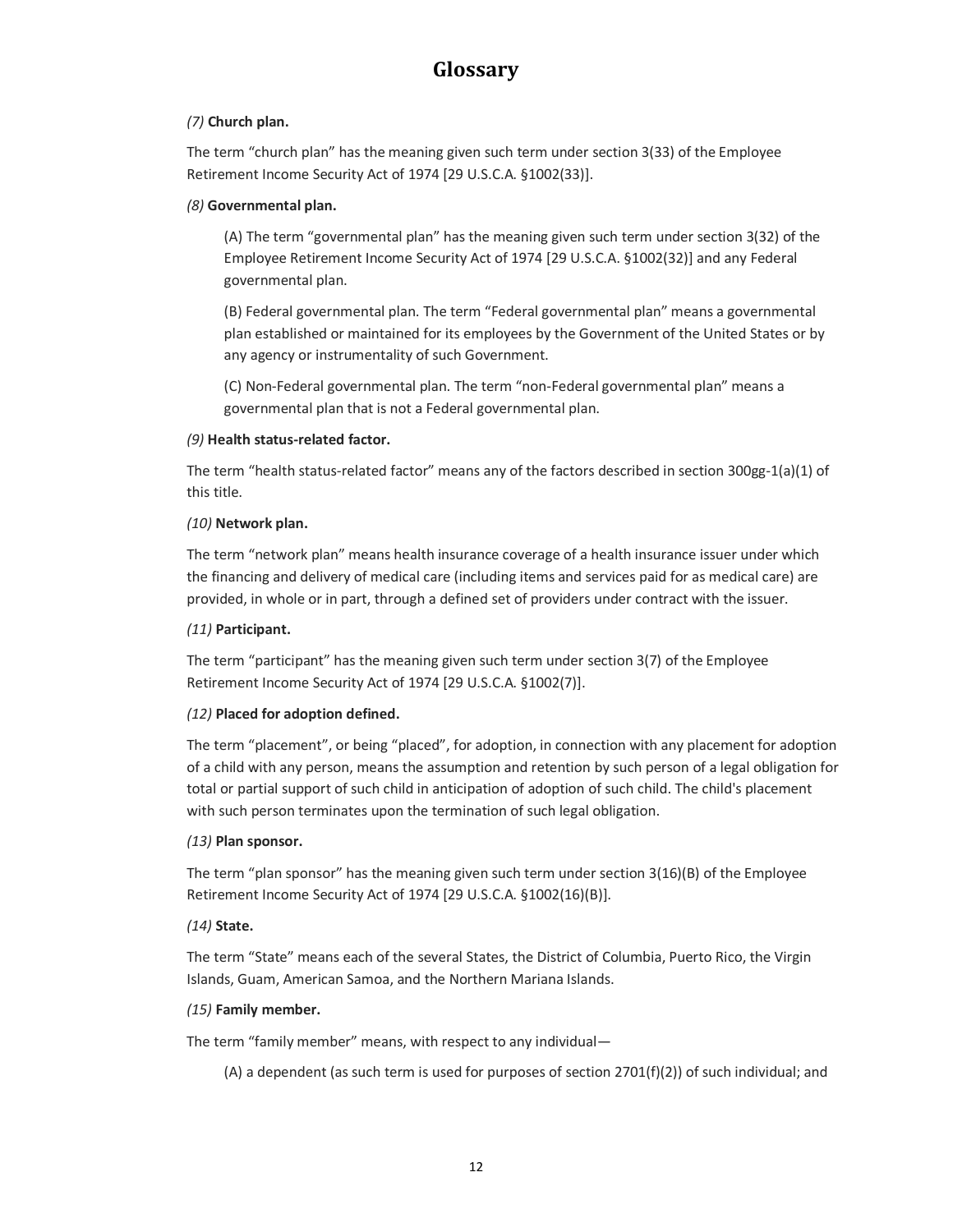# Glossary

*(7)* **Church plan.**

The term “church plan” has the meaning given such term under section 3(33) of the Employee Retirement Income Security Act of 1974 [29 U.S.C.A. §1002(33)].

*(8)* **Governmental plan.**

> (A) The term “governmental plan” has the meaning given such term under section 3(32) of the Employee Retirement Income Security Act of 1974 [29 U.S.C.A. §1002(32)] and any Federal governmental plan.
>
> (B) Federal governmental plan. The term “Federal governmental plan” means a governmental plan established or maintained for its employees by the Government of the United States or by any agency or instrumentality of such Government.
>
> (C) Non-Federal governmental plan. The term “non-Federal governmental plan” means a governmental plan that is not a Federal governmental plan.

*(9)* **Health status-related factor.**

The term “health status-related factor” means any of the factors described in section 300gg-1(a)(1) of this title.

*(10)* **Network plan.**

The term “network plan” means health insurance coverage of a health insurance issuer under which the financing and delivery of medical care (including items and services paid for as medical care) are provided, in whole or in part, through a defined set of providers under contract with the issuer.

*(11)* **Participant.**

The term “participant” has the meaning given such term under section 3(7) of the Employee Retirement Income Security Act of 1974 [29 U.S.C.A. §1002(7)].

*(12)* **Placed for adoption defined.**

The term “placement”, or being “placed”, for adoption, in connection with any placement for adoption of a child with any person, means the assumption and retention by such person of a legal obligation for total or partial support of such child in anticipation of adoption of such child. The child's placement with such person terminates upon the termination of such legal obligation.

*(13)* **Plan sponsor.**

The term “plan sponsor” has the meaning given such term under section 3(16)(B) of the Employee Retirement Income Security Act of 1974 [29 U.S.C.A. §1002(16)(B)].

*(14)* **State.**

The term “State” means each of the several States, the District of Columbia, Puerto Rico, the Virgin Islands, Guam, American Samoa, and the Northern Mariana Islands.

*(15)* **Family member.**

The term “family member” means, with respect to any individual—

> (A) a dependent (as such term is used for purposes of section 2701(f)(2)) of such individual; and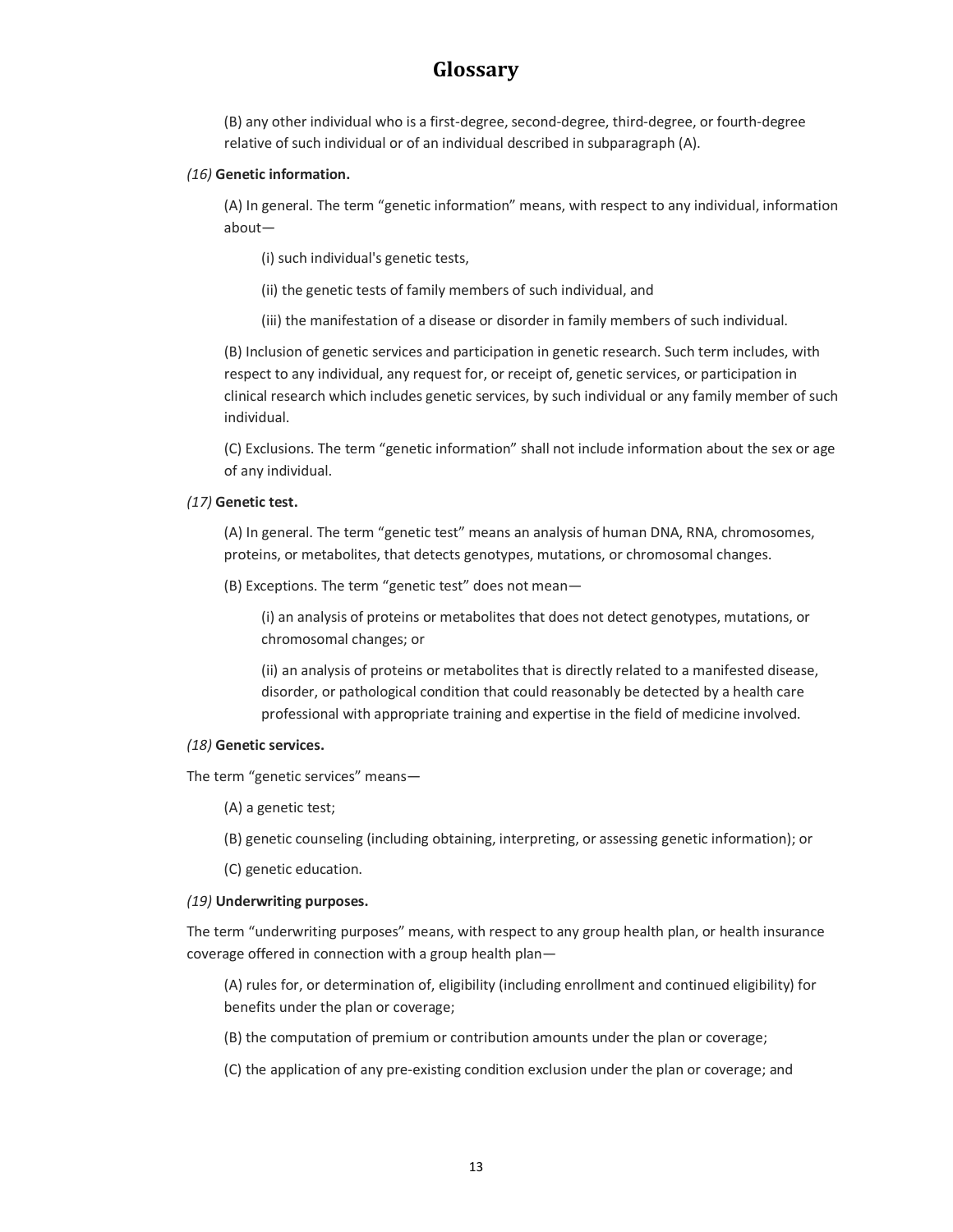# Glossary

(B) any other individual who is a first-degree, second-degree, third-degree, or fourth-degree relative of such individual or of an individual described in subparagraph (A).

*(16)* **Genetic information.**

(A) In general. The term “genetic information” means, with respect to any individual, information about—

(i) such individual's genetic tests,

(ii) the genetic tests of family members of such individual, and

(iii) the manifestation of a disease or disorder in family members of such individual.

(B) Inclusion of genetic services and participation in genetic research. Such term includes, with respect to any individual, any request for, or receipt of, genetic services, or participation in clinical research which includes genetic services, by such individual or any family member of such individual.

(C) Exclusions. The term “genetic information” shall not include information about the sex or age of any individual.

*(17)* **Genetic test.**

(A) In general. The term “genetic test” means an analysis of human DNA, RNA, chromosomes, proteins, or metabolites, that detects genotypes, mutations, or chromosomal changes.

(B) Exceptions. The term “genetic test” does not mean—

(i) an analysis of proteins or metabolites that does not detect genotypes, mutations, or chromosomal changes; or

(ii) an analysis of proteins or metabolites that is directly related to a manifested disease, disorder, or pathological condition that could reasonably be detected by a health care professional with appropriate training and expertise in the field of medicine involved.

*(18)* **Genetic services.**

The term “genetic services” means—

(A) a genetic test;

(B) genetic counseling (including obtaining, interpreting, or assessing genetic information); or

(C) genetic education.

*(19)* **Underwriting purposes.**

The term “underwriting purposes” means, with respect to any group health plan, or health insurance coverage offered in connection with a group health plan—

(A) rules for, or determination of, eligibility (including enrollment and continued eligibility) for benefits under the plan or coverage;

(B) the computation of premium or contribution amounts under the plan or coverage;

(C) the application of any pre-existing condition exclusion under the plan or coverage; and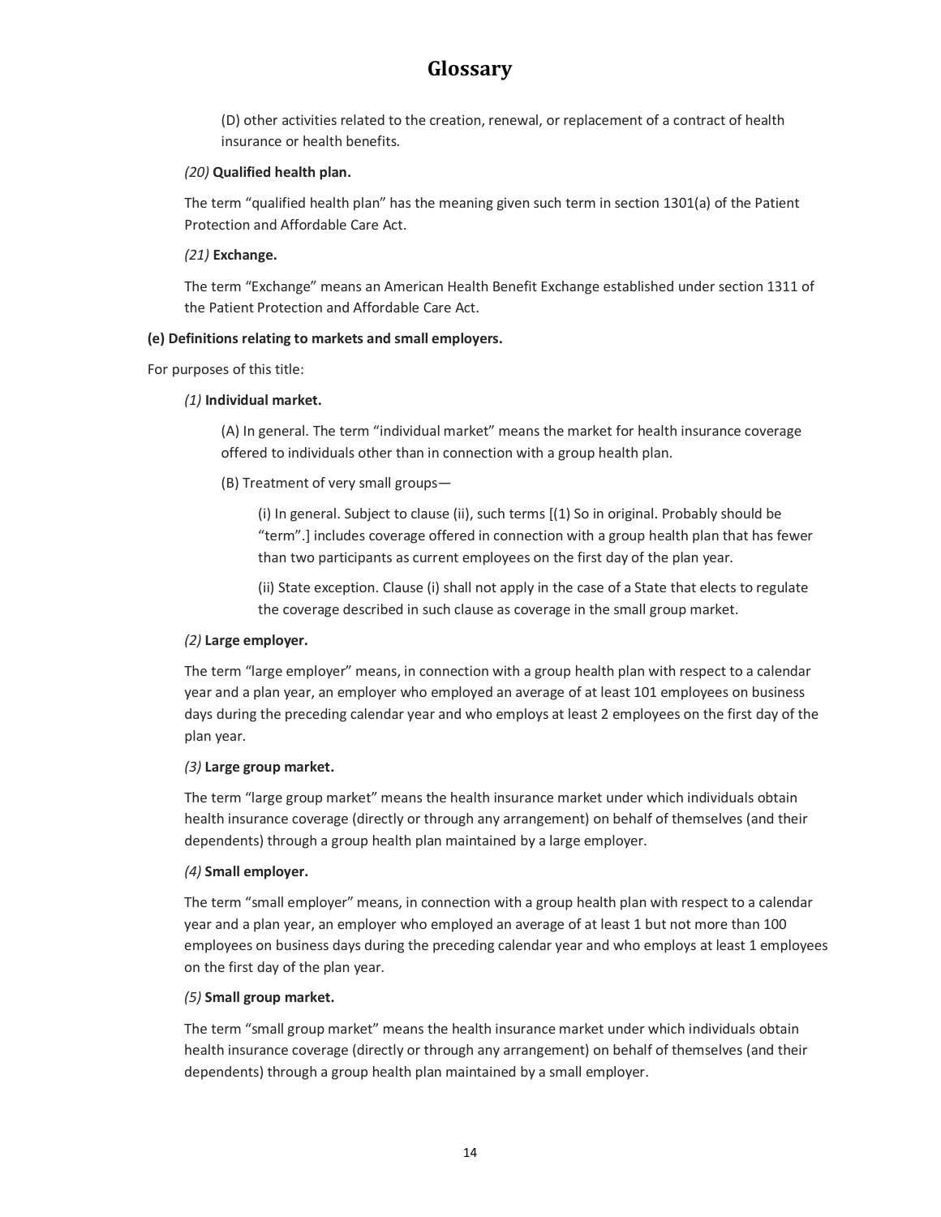# Glossary

(D) other activities related to the creation, renewal, or replacement of a contract of health insurance or health benefits.

*(20)* **Qualified health plan.**

The term "qualified health plan" has the meaning given such term in section 1301(a) of the Patient Protection and Affordable Care Act.

*(21)* **Exchange.**

The term "Exchange" means an American Health Benefit Exchange established under section 1311 of the Patient Protection and Affordable Care Act.

**(e) Definitions relating to markets and small employers.**

For purposes of this title:

*(1)* **Individual market.**

(A) In general. The term "individual market" means the market for health insurance coverage offered to individuals other than in connection with a group health plan.

(B) Treatment of very small groups—

(i) In general. Subject to clause (ii), such terms [(1) So in original. Probably should be "term".] includes coverage offered in connection with a group health plan that has fewer than two participants as current employees on the first day of the plan year.

(ii) State exception. Clause (i) shall not apply in the case of a State that elects to regulate the coverage described in such clause as coverage in the small group market.

*(2)* **Large employer.**

The term "large employer" means, in connection with a group health plan with respect to a calendar year and a plan year, an employer who employed an average of at least 101 employees on business days during the preceding calendar year and who employs at least 2 employees on the first day of the plan year.

*(3)* **Large group market.**

The term "large group market" means the health insurance market under which individuals obtain health insurance coverage (directly or through any arrangement) on behalf of themselves (and their dependents) through a group health plan maintained by a large employer.

*(4)* **Small employer.**

The term "small employer" means, in connection with a group health plan with respect to a calendar year and a plan year, an employer who employed an average of at least 1 but not more than 100 employees on business days during the preceding calendar year and who employs at least 1 employees on the first day of the plan year.

*(5)* **Small group market.**

The term "small group market" means the health insurance market under which individuals obtain health insurance coverage (directly or through any arrangement) on behalf of themselves (and their dependents) through a group health plan maintained by a small employer.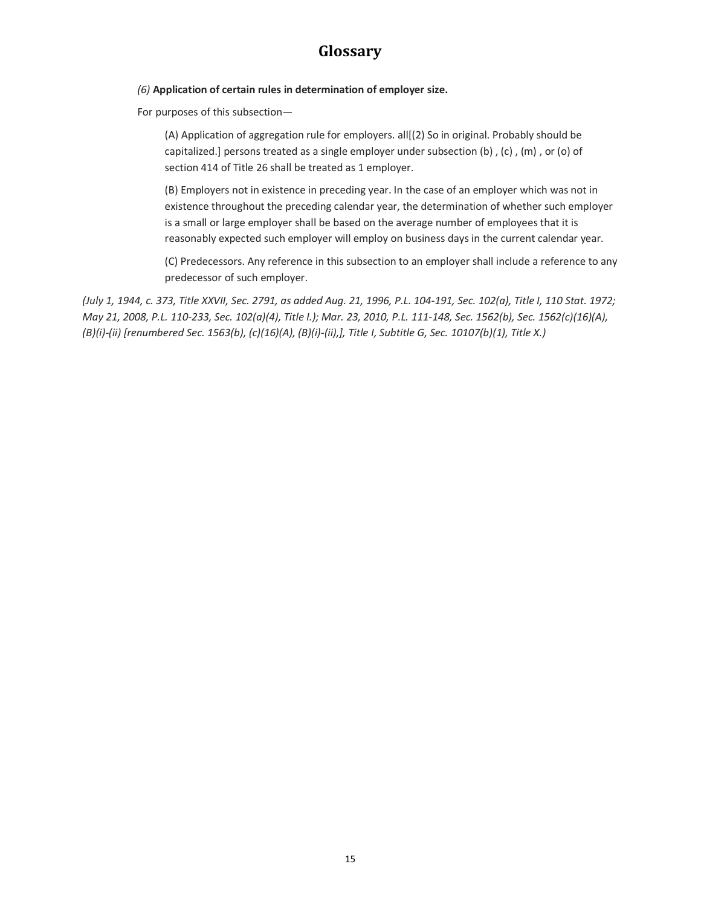# Glossary

*(6)* **Application of certain rules in determination of employer size.**

For purposes of this subsection—

> (A) Application of aggregation rule for employers. all[(2) So in original. Probably should be capitalized.] persons treated as a single employer under subsection (b) , (c) , (m) , or (o) of section 414 of Title 26 shall be treated as 1 employer.
>
> (B) Employers not in existence in preceding year. In the case of an employer which was not in existence throughout the preceding calendar year, the determination of whether such employer is a small or large employer shall be based on the average number of employees that it is reasonably expected such employer will employ on business days in the current calendar year.
>
> (C) Predecessors. Any reference in this subsection to an employer shall include a reference to any predecessor of such employer.

*(July 1, 1944, c. 373, Title XXVII, Sec. 2791, as added Aug. 21, 1996, P.L. 104-191, Sec. 102(a), Title I, 110 Stat. 1972; May 21, 2008, P.L. 110-233, Sec. 102(a)(4), Title I.); Mar. 23, 2010, P.L. 111-148, Sec. 1562(b), Sec. 1562(c)(16)(A), (B)(i)-(ii) [renumbered Sec. 1563(b), (c)(16)(A), (B)(i)-(ii),], Title I, Subtitle G, Sec. 10107(b)(1), Title X.)*